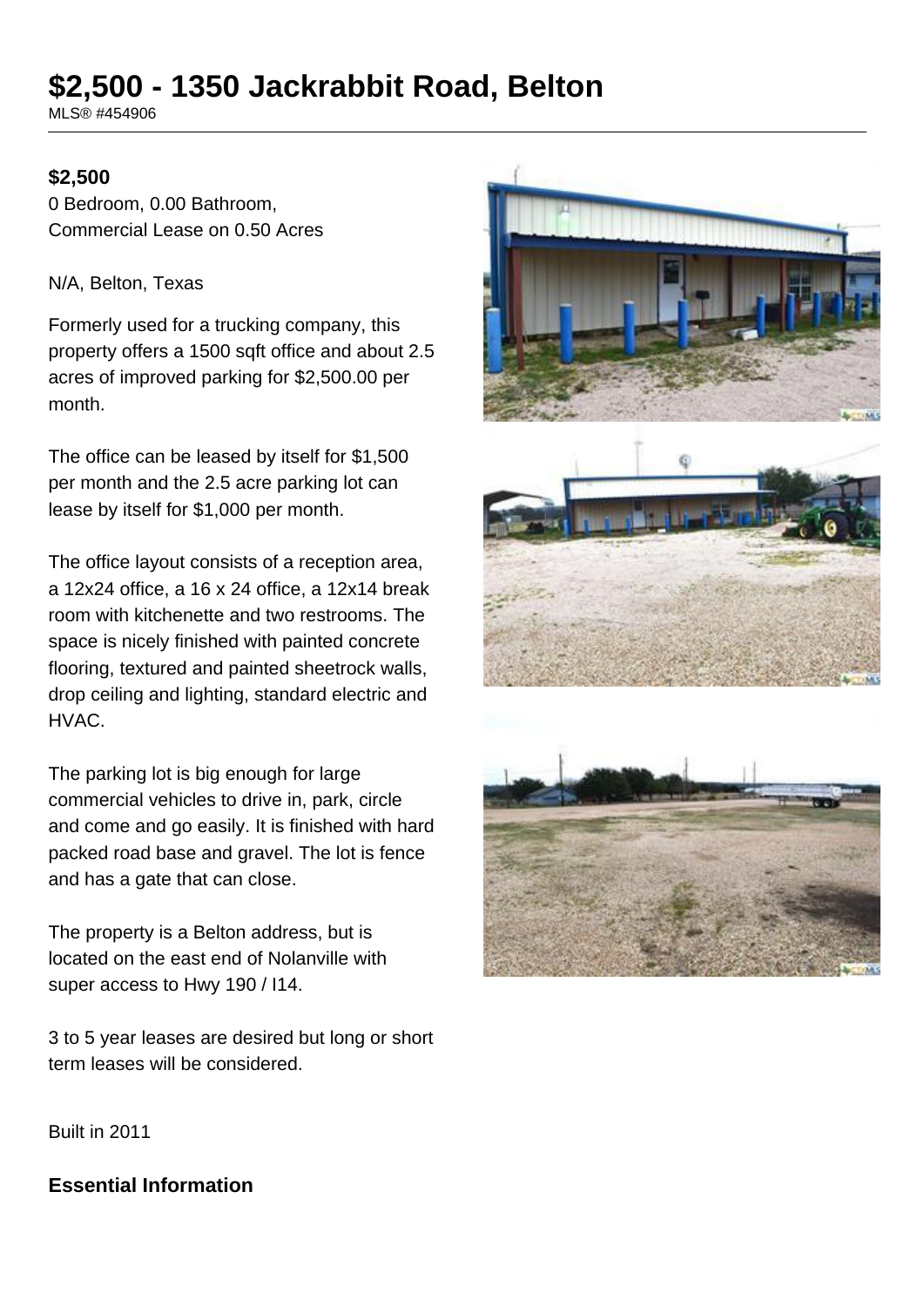# $2,500 - 1350 Jackrabbit Road, Belton

MLS® #454906

**$2,500**

0 Bedroom, 0.00 Bathroom,
Commercial Lease on 0.50 Acres

N/A, Belton, Texas

Formerly used for a trucking company, this property offers a 1500 sqft office and about 2.5 acres of improved parking for $2,500.00 per month.

The office can be leased by itself for $1,500 per month and the 2.5 acre parking lot can lease by itself for $1,000 per month.

The office layout consists of a reception area, a 12x24 office, a 16 x 24 office, a 12x14 break room with kitchenette and two restrooms. The space is nicely finished with painted concrete flooring, textured and painted sheetrock walls, drop ceiling and lighting, standard electric and HVAC.

The parking lot is big enough for large commercial vehicles to drive in, park, circle and come and go easily. It is finished with hard packed road base and gravel. The lot is fence and has a gate that can close.

The property is a Belton address, but is located on the east end of Nolanville with super access to Hwy 190 / I14.

3 to 5 year leases are desired but long or short term leases will be considered.

Built in 2011

## Essential Information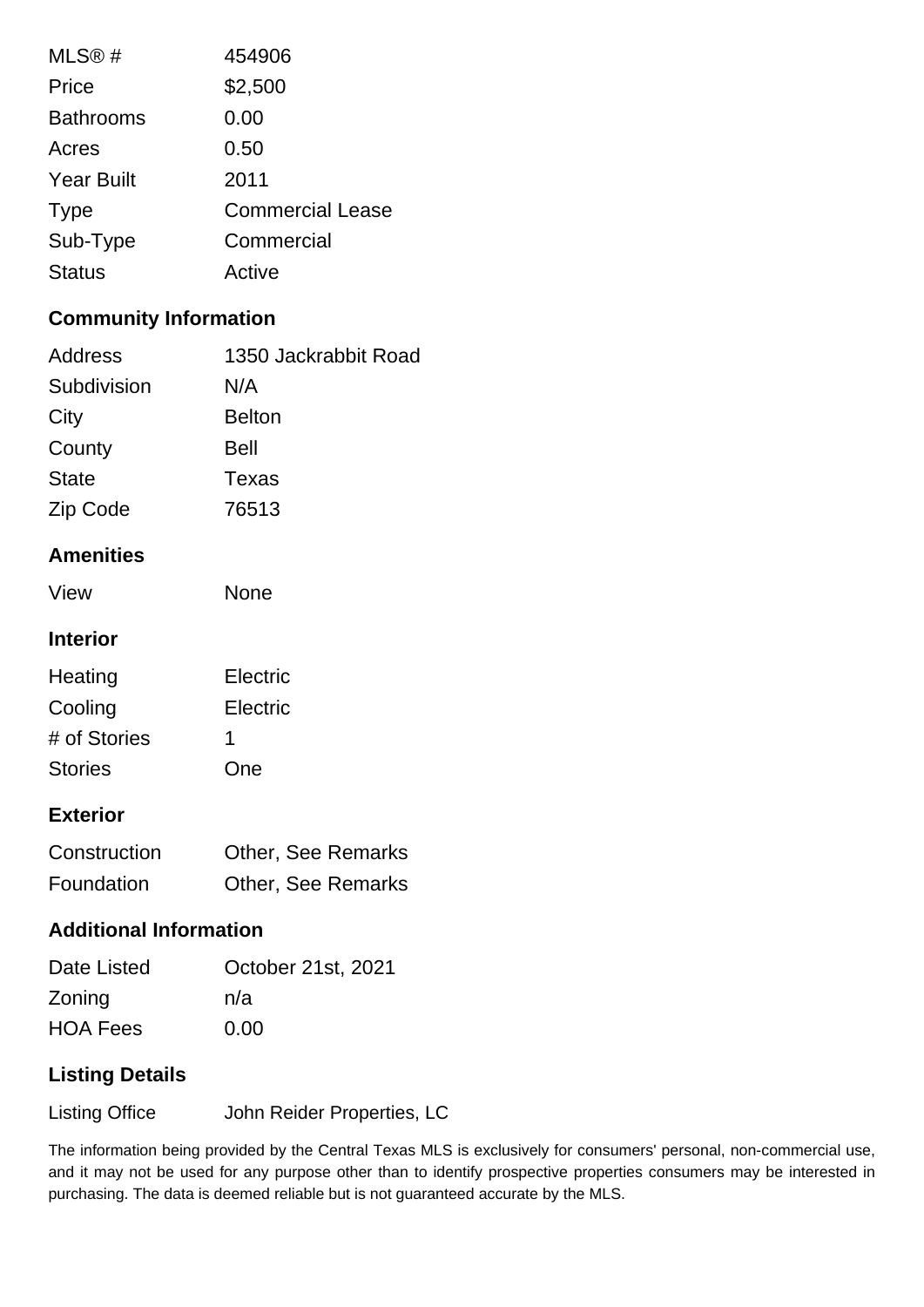| | |
|---|---|
| MLS® # | 454906 |
| Price | $2,500 |
| Bathrooms | 0.00 |
| Acres | 0.50 |
| Year Built | 2011 |
| Type | Commercial Lease |
| Sub-Type | Commercial |
| Status | Active |

## Community Information

| | |
|---|---|
| Address | 1350 Jackrabbit Road |
| Subdivision | N/A |
| City | Belton |
| County | Bell |
| State | Texas |
| Zip Code | 76513 |

## Amenities

| | |
|---|---|
| View | None |

## Interior

| | |
|---|---|
| Heating | Electric |
| Cooling | Electric |
| # of Stories | 1 |
| Stories | One |

## Exterior

| | |
|---|---|
| Construction | Other, See Remarks |
| Foundation | Other, See Remarks |

## Additional Information

| | |
|---|---|
| Date Listed | October 21st, 2021 |
| Zoning | n/a |
| HOA Fees | 0.00 |

## Listing Details

| | |
|---|---|
| Listing Office | John Reider Properties, LC |

The information being provided by the Central Texas MLS is exclusively for consumers' personal, non-commercial use, and it may not be used for any purpose other than to identify prospective properties consumers may be interested in purchasing. The data is deemed reliable but is not guaranteed accurate by the MLS.